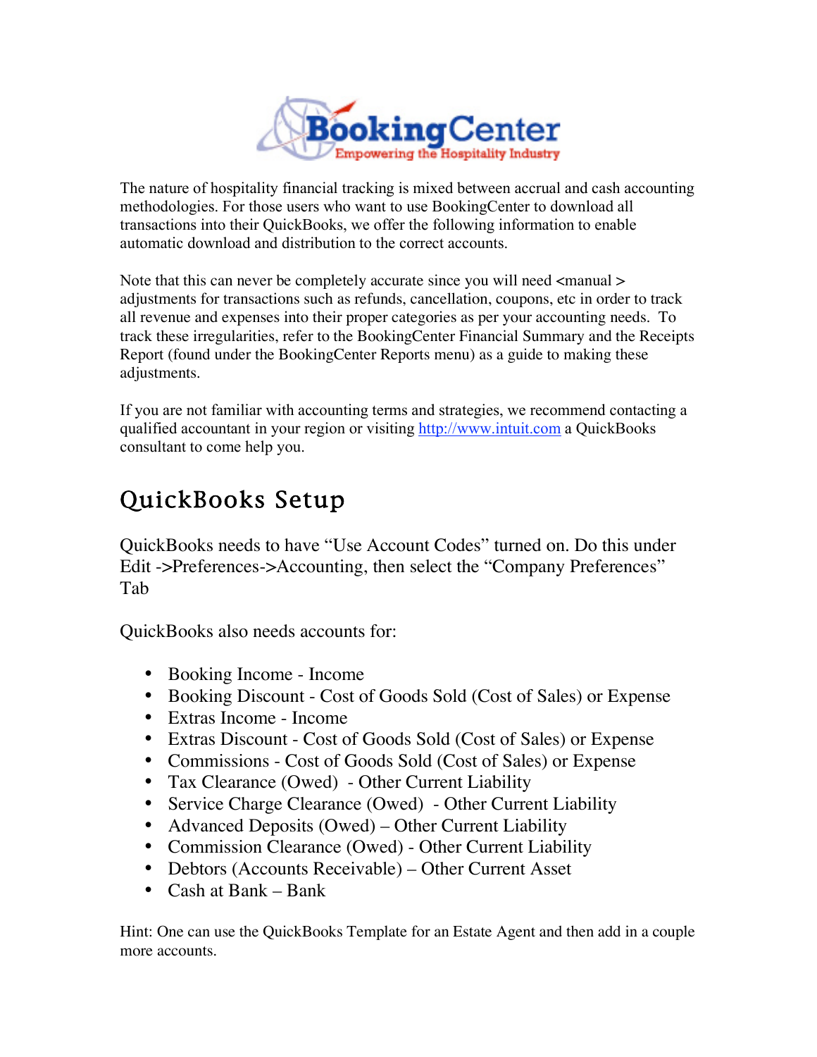BookingCenter
Empowering the Hospitality Industry

The nature of hospitality financial tracking is mixed between accrual and cash accounting methodologies. For those users who want to use BookingCenter to download all transactions into their QuickBooks, we offer the following information to enable automatic download and distribution to the correct accounts.

Note that this can never be completely accurate since you will need <manual > adjustments for transactions such as refunds, cancellation, coupons, etc in order to track all revenue and expenses into their proper categories as per your accounting needs. To track these irregularities, refer to the BookingCenter Financial Summary and the Receipts Report (found under the BookingCenter Reports menu) as a guide to making these adjustments.

If you are not familiar with accounting terms and strategies, we recommend contacting a qualified accountant in your region or visiting http://www.intuit.com a QuickBooks consultant to come help you.

## QuickBooks Setup

QuickBooks needs to have "Use Account Codes" turned on. Do this under Edit ->Preferences->Accounting, then select the "Company Preferences" Tab

QuickBooks also needs accounts for:

- Booking Income - Income
- Booking Discount - Cost of Goods Sold (Cost of Sales) or Expense
- Extras Income - Income
- Extras Discount - Cost of Goods Sold (Cost of Sales) or Expense
- Commissions - Cost of Goods Sold (Cost of Sales) or Expense
- Tax Clearance (Owed) - Other Current Liability
- Service Charge Clearance (Owed) - Other Current Liability
- Advanced Deposits (Owed) – Other Current Liability
- Commission Clearance (Owed) - Other Current Liability
- Debtors (Accounts Receivable) – Other Current Asset
- Cash at Bank – Bank

Hint: One can use the QuickBooks Template for an Estate Agent and then add in a couple more accounts.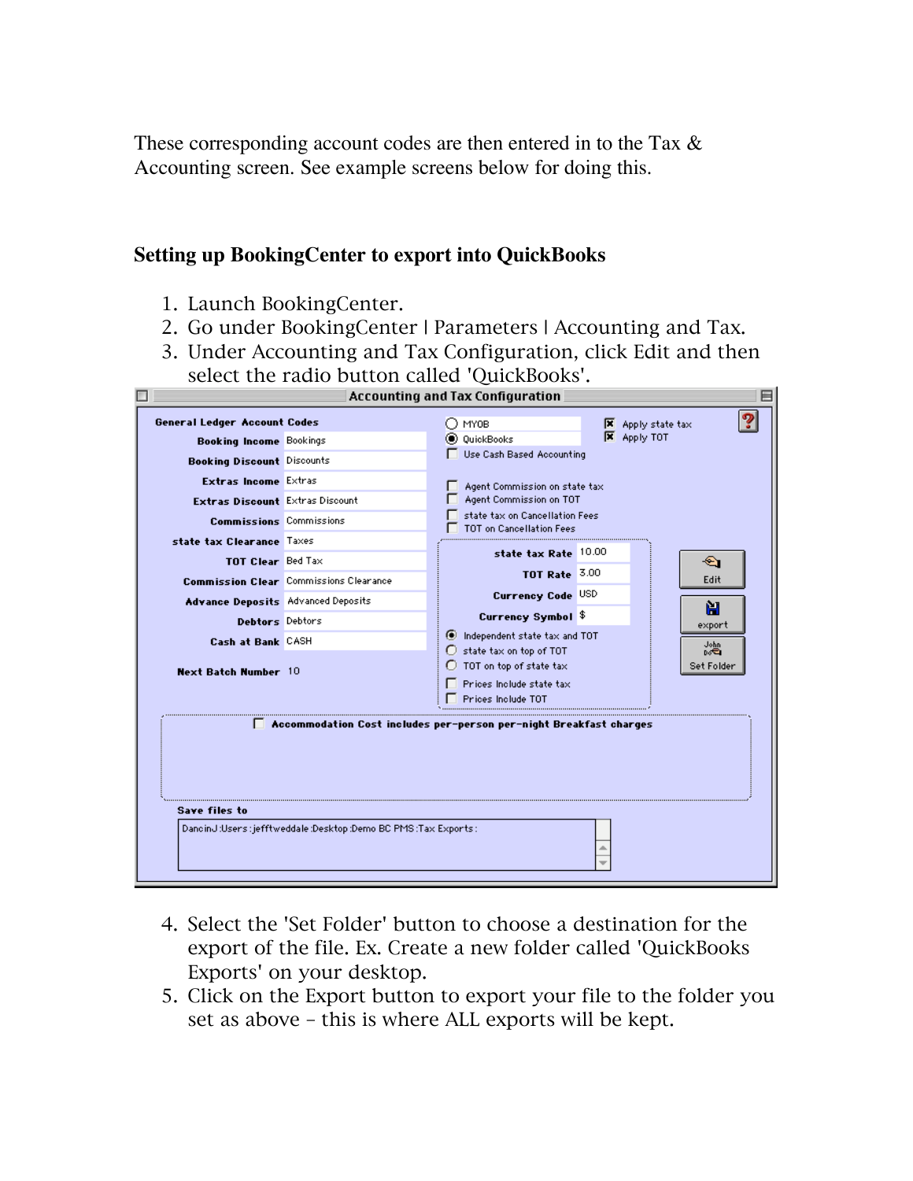These corresponding account codes are then entered in to the Tax & Accounting screen. See example screens below for doing this.

**Setting up BookingCenter to export into QuickBooks**

1. Launch BookingCenter.
2. Go under BookingCenter | Parameters | Accounting and Tax.
3. Under Accounting and Tax Configuration, click Edit and then select the radio button called 'QuickBooks'.
4. Select the 'Set Folder' button to choose a destination for the export of the file. Ex. Create a new folder called 'QuickBooks Exports' on your desktop.
5. Click on the Export button to export your file to the folder you set as above – this is where ALL exports will be kept.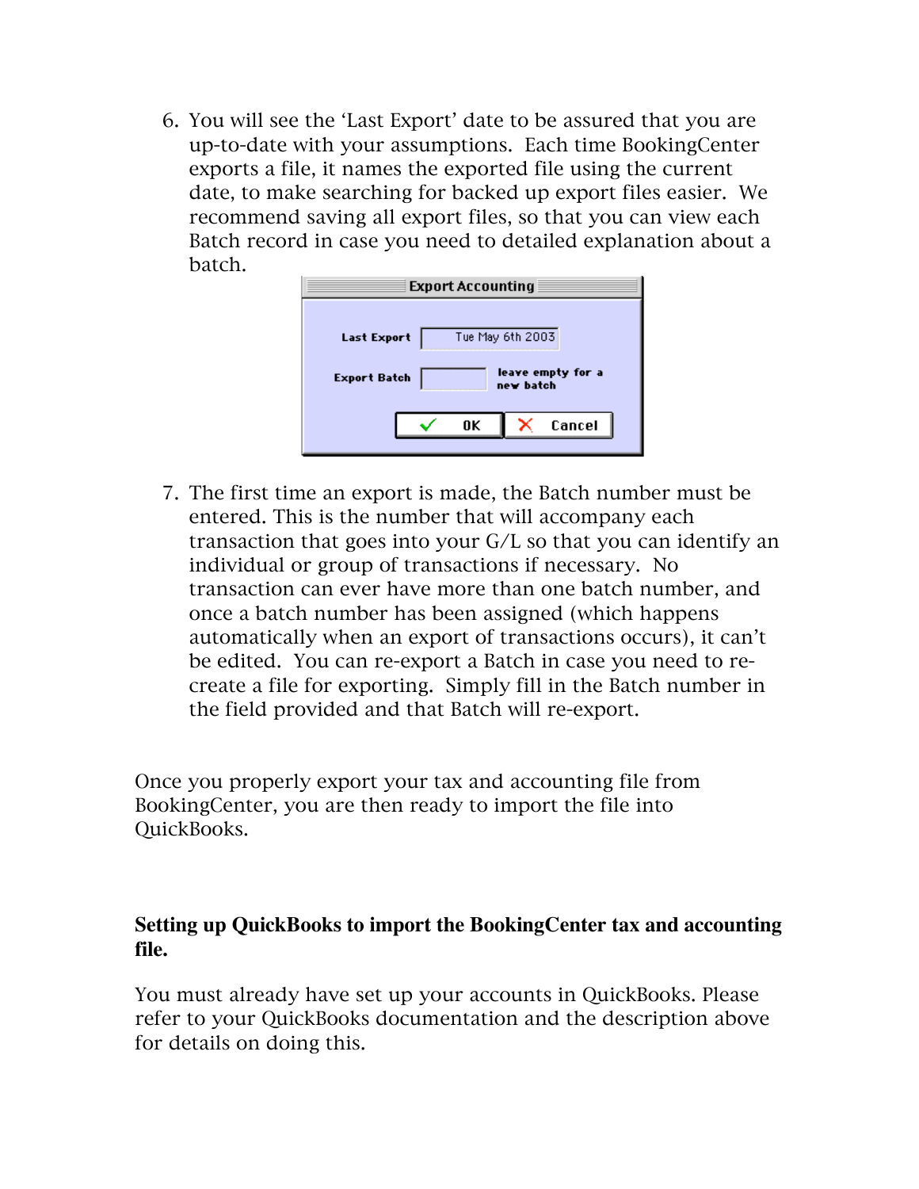6. You will see the 'Last Export' date to be assured that you are up-to-date with your assumptions. Each time BookingCenter exports a file, it names the exported file using the current date, to make searching for backed up export files easier. We recommend saving all export files, so that you can view each Batch record in case you need to detailed explanation about a batch.

7. The first time an export is made, the Batch number must be entered. This is the number that will accompany each transaction that goes into your G/L so that you can identify an individual or group of transactions if necessary. No transaction can ever have more than one batch number, and once a batch number has been assigned (which happens automatically when an export of transactions occurs), it can't be edited. You can re-export a Batch in case you need to re-create a file for exporting. Simply fill in the Batch number in the field provided and that Batch will re-export.

Once you properly export your tax and accounting file from BookingCenter, you are then ready to import the file into QuickBooks.

**Setting up QuickBooks to import the BookingCenter tax and accounting file.**

You must already have set up your accounts in QuickBooks. Please refer to your QuickBooks documentation and the description above for details on doing this.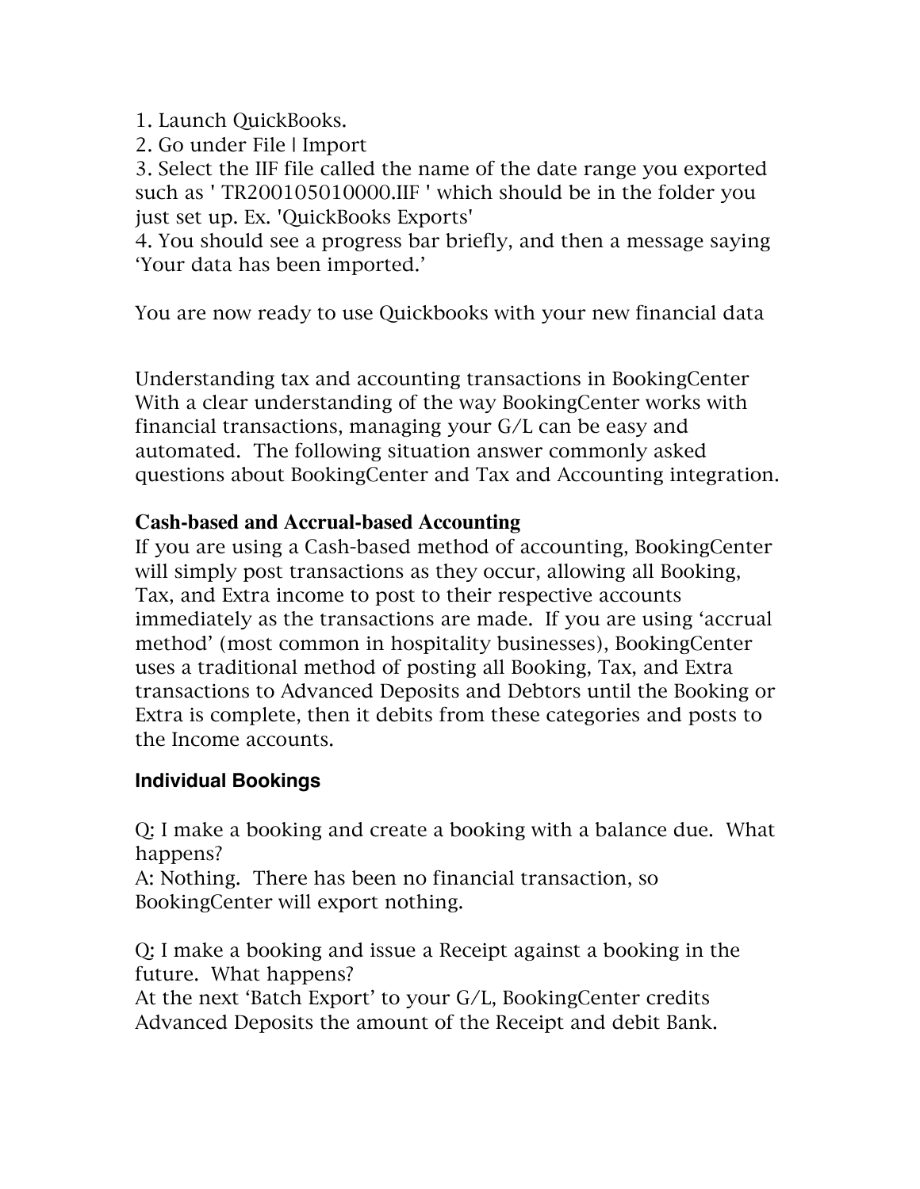1. Launch QuickBooks.
2. Go under File | Import
3. Select the IIF file called the name of the date range you exported such as ' TR200105010000.IIF ' which should be in the folder you just set up. Ex. 'QuickBooks Exports'
4. You should see a progress bar briefly, and then a message saying 'Your data has been imported.'

You are now ready to use Quickbooks with your new financial data

Understanding tax and accounting transactions in BookingCenter
With a clear understanding of the way BookingCenter works with financial transactions, managing your G/L can be easy and automated. The following situation answer commonly asked questions about BookingCenter and Tax and Accounting integration.

### Cash-based and Accrual-based Accounting

If you are using a Cash-based method of accounting, BookingCenter will simply post transactions as they occur, allowing all Booking, Tax, and Extra income to post to their respective accounts immediately as the transactions are made. If you are using 'accrual method' (most common in hospitality businesses), BookingCenter uses a traditional method of posting all Booking, Tax, and Extra transactions to Advanced Deposits and Debtors until the Booking or Extra is complete, then it debits from these categories and posts to the Income accounts.

### Individual Bookings

Q: I make a booking and create a booking with a balance due. What happens?
A: Nothing. There has been no financial transaction, so BookingCenter will export nothing.

Q: I make a booking and issue a Receipt against a booking in the future. What happens?
At the next 'Batch Export' to your G/L, BookingCenter credits Advanced Deposits the amount of the Receipt and debit Bank.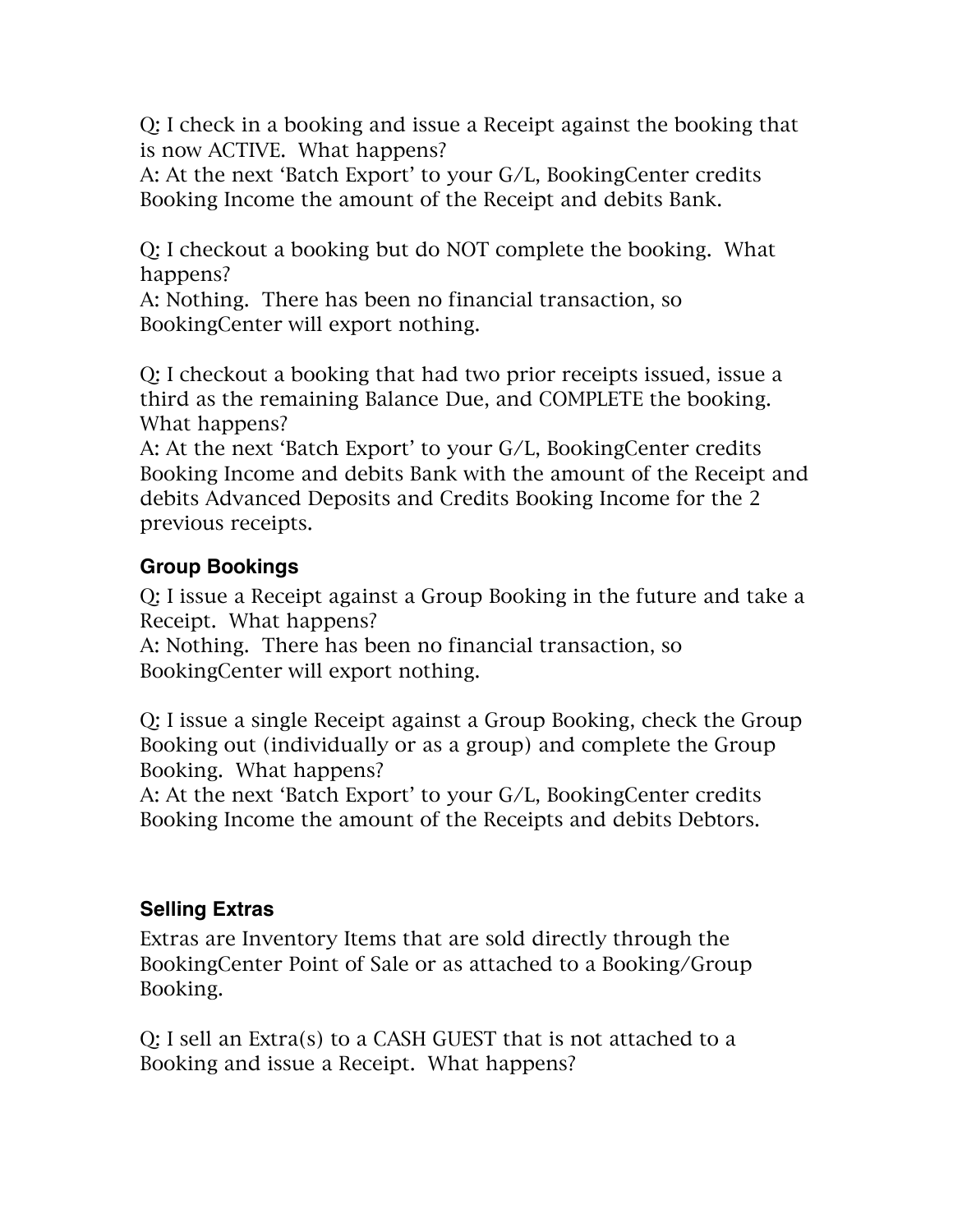Q: I check in a booking and issue a Receipt against the booking that is now ACTIVE. What happens?
A: At the next 'Batch Export' to your G/L, BookingCenter credits Booking Income the amount of the Receipt and debits Bank.

Q: I checkout a booking but do NOT complete the booking. What happens?
A: Nothing. There has been no financial transaction, so BookingCenter will export nothing.

Q: I checkout a booking that had two prior receipts issued, issue a third as the remaining Balance Due, and COMPLETE the booking. What happens?
A: At the next 'Batch Export' to your G/L, BookingCenter credits Booking Income and debits Bank with the amount of the Receipt and debits Advanced Deposits and Credits Booking Income for the 2 previous receipts.

### Group Bookings

Q: I issue a Receipt against a Group Booking in the future and take a Receipt. What happens?
A: Nothing. There has been no financial transaction, so BookingCenter will export nothing.

Q: I issue a single Receipt against a Group Booking, check the Group Booking out (individually or as a group) and complete the Group Booking. What happens?
A: At the next 'Batch Export' to your G/L, BookingCenter credits Booking Income the amount of the Receipts and debits Debtors.

### Selling Extras

Extras are Inventory Items that are sold directly through the BookingCenter Point of Sale or as attached to a Booking/Group Booking.

Q: I sell an Extra(s) to a CASH GUEST that is not attached to a Booking and issue a Receipt. What happens?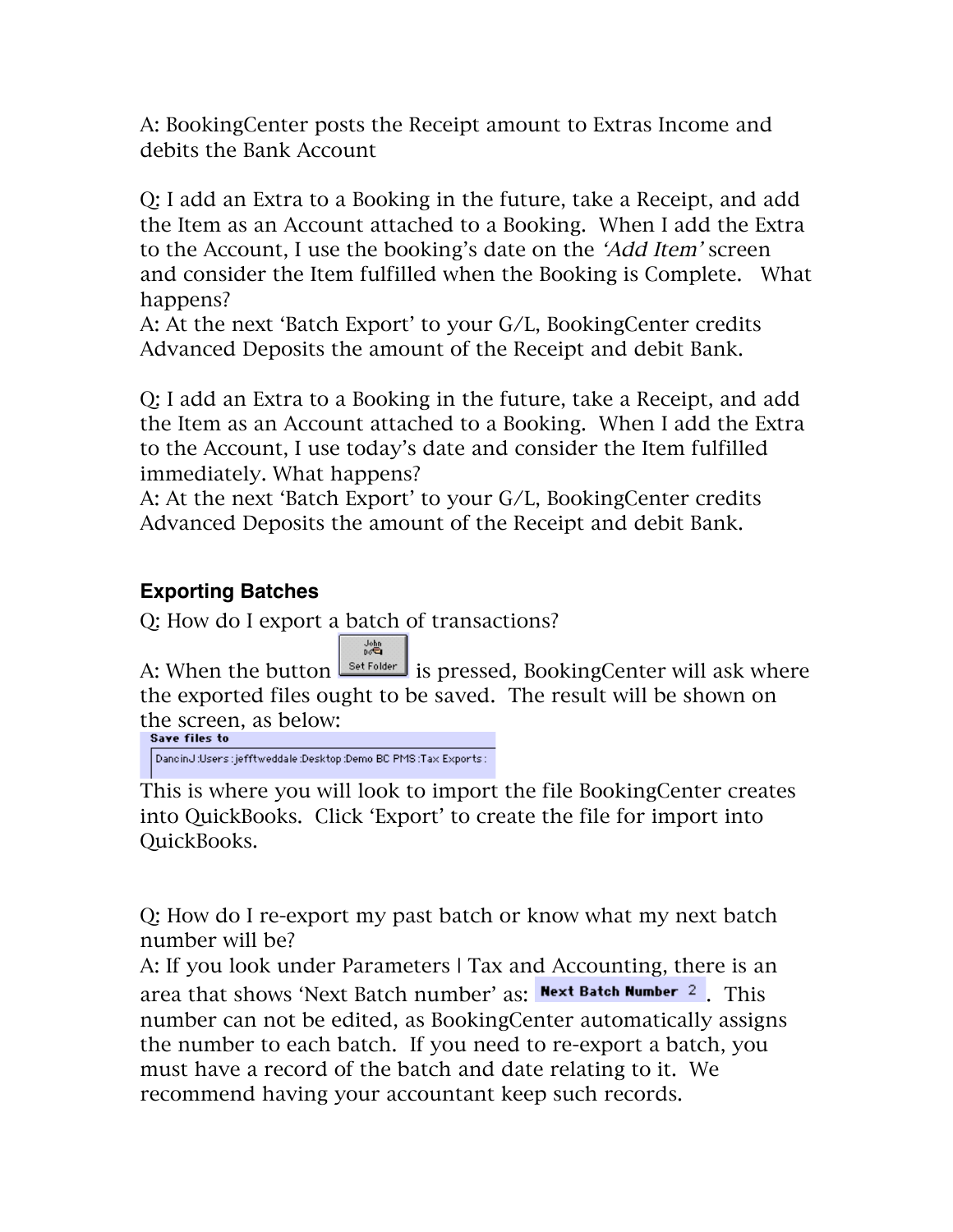A: BookingCenter posts the Receipt amount to Extras Income and debits the Bank Account

Q: I add an Extra to a Booking in the future, take a Receipt, and add the Item as an Account attached to a Booking. When I add the Extra to the Account, I use the booking's date on the *'Add Item'* screen and consider the Item fulfilled when the Booking is Complete. What happens?
A: At the next 'Batch Export' to your G/L, BookingCenter credits Advanced Deposits the amount of the Receipt and debit Bank.

Q: I add an Extra to a Booking in the future, take a Receipt, and add the Item as an Account attached to a Booking. When I add the Extra to the Account, I use today's date and consider the Item fulfilled immediately. What happens?
A: At the next 'Batch Export' to your G/L, BookingCenter credits Advanced Deposits the amount of the Receipt and debit Bank.

### Exporting Batches

Q: How do I export a batch of transactions?
A: When the button Set Folder is pressed, BookingCenter will ask where the exported files ought to be saved. The result will be shown on the screen, as below:

Save files to
DancinJ:Users:jefftweddale:Desktop:Demo BC PMS:Tax Exports:

This is where you will look to import the file BookingCenter creates into QuickBooks. Click 'Export' to create the file for import into QuickBooks.

Q: How do I re-export my past batch or know what my next batch number will be?
A: If you look under Parameters | Tax and Accounting, there is an area that shows 'Next Batch number' as: Next Batch Number 2. This number can not be edited, as BookingCenter automatically assigns the number to each batch. If you need to re-export a batch, you must have a record of the batch and date relating to it. We recommend having your accountant keep such records.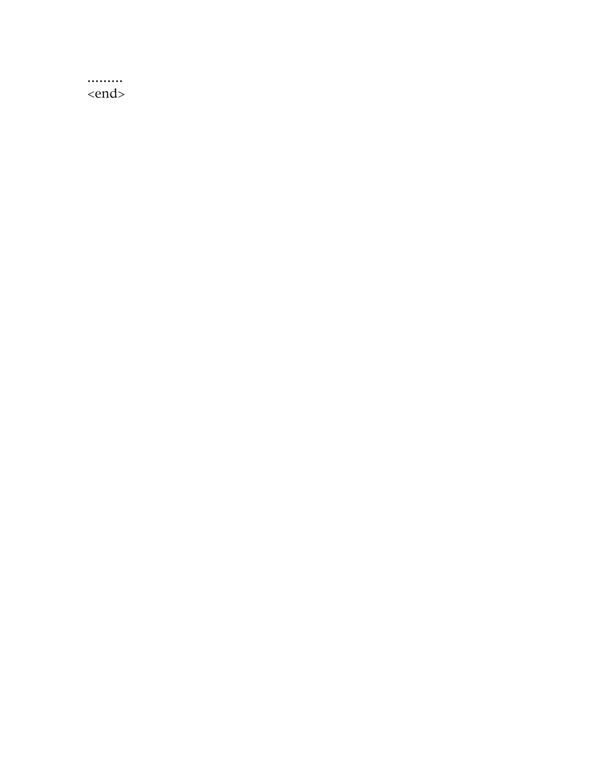.........
<end>